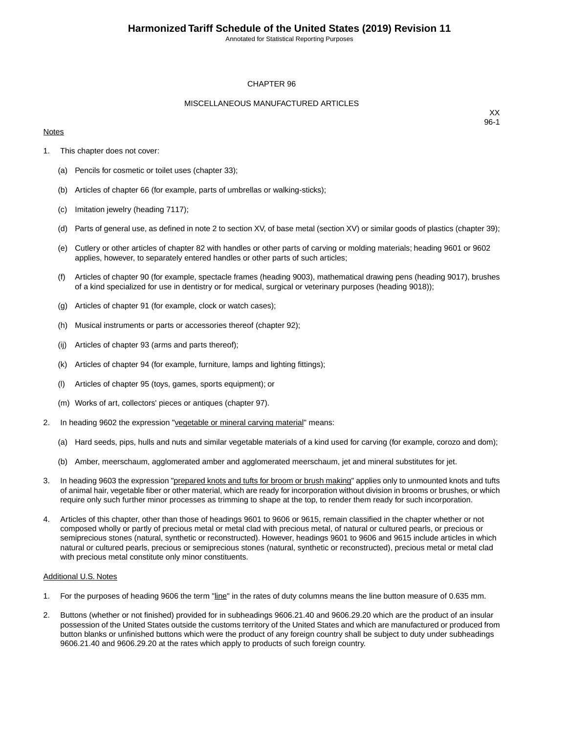# CHAPTER 96

## MISCELLANEOUS MANUFACTURED ARTICLES

XX
96-1

Notes

1. This chapter does not cover:

   (a) Pencils for cosmetic or toilet uses (chapter 33);

   (b) Articles of chapter 66 (for example, parts of umbrellas or walking-sticks);

   (c) Imitation jewelry (heading 7117);

   (d) Parts of general use, as defined in note 2 to section XV, of base metal (section XV) or similar goods of plastics (chapter 39);

   (e) Cutlery or other articles of chapter 82 with handles or other parts of carving or molding materials; heading 9601 or 9602 applies, however, to separately entered handles or other parts of such articles;

   (f) Articles of chapter 90 (for example, spectacle frames (heading 9003), mathematical drawing pens (heading 9017), brushes of a kind specialized for use in dentistry or for medical, surgical or veterinary purposes (heading 9018));

   (g) Articles of chapter 91 (for example, clock or watch cases);

   (h) Musical instruments or parts or accessories thereof (chapter 92);

   (ij) Articles of chapter 93 (arms and parts thereof);

   (k) Articles of chapter 94 (for example, furniture, lamps and lighting fittings);

   (l) Articles of chapter 95 (toys, games, sports equipment); or

   (m) Works of art, collectors' pieces or antiques (chapter 97).

2. In heading 9602 the expression "vegetable or mineral carving material" means:

   (a) Hard seeds, pips, hulls and nuts and similar vegetable materials of a kind used for carving (for example, corozo and dom);

   (b) Amber, meerschaum, agglomerated amber and agglomerated meerschaum, jet and mineral substitutes for jet.

3. In heading 9603 the expression "prepared knots and tufts for broom or brush making" applies only to unmounted knots and tufts of animal hair, vegetable fiber or other material, which are ready for incorporation without division in brooms or brushes, or which require only such further minor processes as trimming to shape at the top, to render them ready for such incorporation.

4. Articles of this chapter, other than those of headings 9601 to 9606 or 9615, remain classified in the chapter whether or not composed wholly or partly of precious metal or metal clad with precious metal, of natural or cultured pearls, or precious or semiprecious stones (natural, synthetic or reconstructed). However, headings 9601 to 9606 and 9615 include articles in which natural or cultured pearls, precious or semiprecious stones (natural, synthetic or reconstructed), precious metal or metal clad with precious metal constitute only minor constituents.

Additional U.S. Notes

1. For the purposes of heading 9606 the term "line" in the rates of duty columns means the line button measure of 0.635 mm.

2. Buttons (whether or not finished) provided for in subheadings 9606.21.40 and 9606.29.20 which are the product of an insular possession of the United States outside the customs territory of the United States and which are manufactured or produced from button blanks or unfinished buttons which were the product of any foreign country shall be subject to duty under subheadings 9606.21.40 and 9606.29.20 at the rates which apply to products of such foreign country.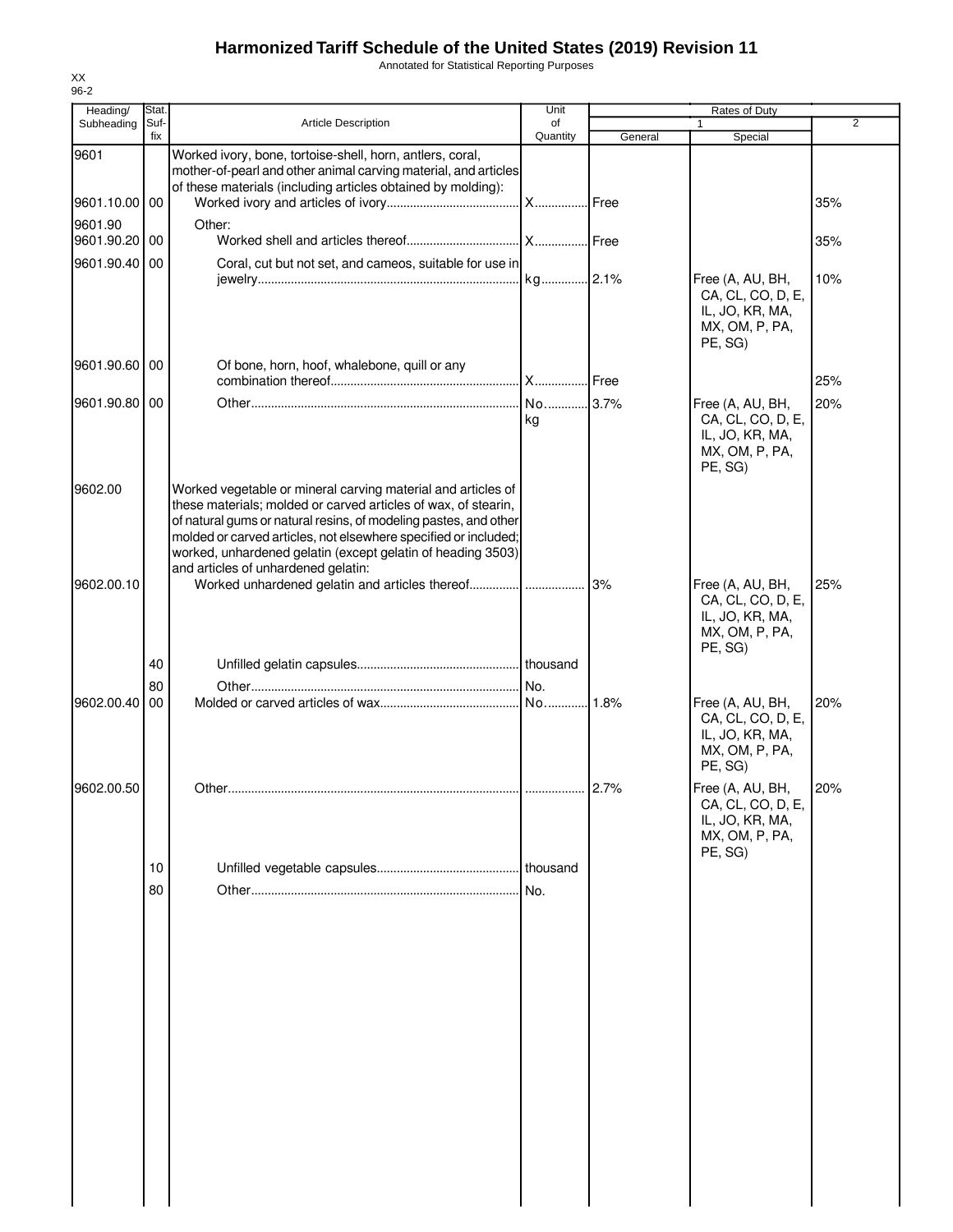# Harmonized Tariff Schedule of the United States (2019) Revision 11

Annotated for Statistical Reporting Purposes

XX
96-2

| Heading/ Subheading | Stat. Suf- fix | Article Description | Unit of Quantity | Rates of Duty 1 General | Special | 2 |
|---|---|---|---|---|---|---|
| 9601 | | Worked ivory, bone, tortoise-shell, horn, antlers, coral, mother-of-pearl and other animal carving material, and articles of these materials (including articles obtained by molding): | | | | |
| 9601.10.00 | 00 | Worked ivory and articles of ivory | X | Free | | 35% |
| 9601.90 | | Other: | | | | |
| 9601.90.20 | 00 | Worked shell and articles thereof | X | Free | | 35% |
| 9601.90.40 | 00 | Coral, cut but not set, and cameos, suitable for use in jewelry | kg | 2.1% | Free (A, AU, BH, CA, CL, CO, D, E, IL, JO, KR, MA, MX, OM, P, PA, PE, SG) | 10% |
| 9601.90.60 | 00 | Of bone, horn, hoof, whalebone, quill or any combination thereof | X | Free | | 25% |
| 9601.90.80 | 00 | Other | No. kg | 3.7% | Free (A, AU, BH, CA, CL, CO, D, E, IL, JO, KR, MA, MX, OM, P, PA, PE, SG) | 20% |
| 9602.00 | | Worked vegetable or mineral carving material and articles of these materials; molded or carved articles of wax, of stearin, of natural gums or natural resins, of modeling pastes, and other molded or carved articles, not elsewhere specified or included; worked, unhardened gelatin (except gelatin of heading 3503) and articles of unhardened gelatin: | | | | |
| 9602.00.10 | | Worked unhardened gelatin and articles thereof | | 3% | Free (A, AU, BH, CA, CL, CO, D, E, IL, JO, KR, MA, MX, OM, P, PA, PE, SG) | 25% |
| | 40 | Unfilled gelatin capsules | thousand | | | |
| | 80 | Other | No. | | | |
| 9602.00.40 | 00 | Molded or carved articles of wax | No. | 1.8% | Free (A, AU, BH, CA, CL, CO, D, E, IL, JO, KR, MA, MX, OM, P, PA, PE, SG) | 20% |
| 9602.00.50 | | Other | | 2.7% | Free (A, AU, BH, CA, CL, CO, D, E, IL, JO, KR, MA, MX, OM, P, PA, PE, SG) | 20% |
| | 10 | Unfilled vegetable capsules | thousand | | | |
| | 80 | Other | No. | | | |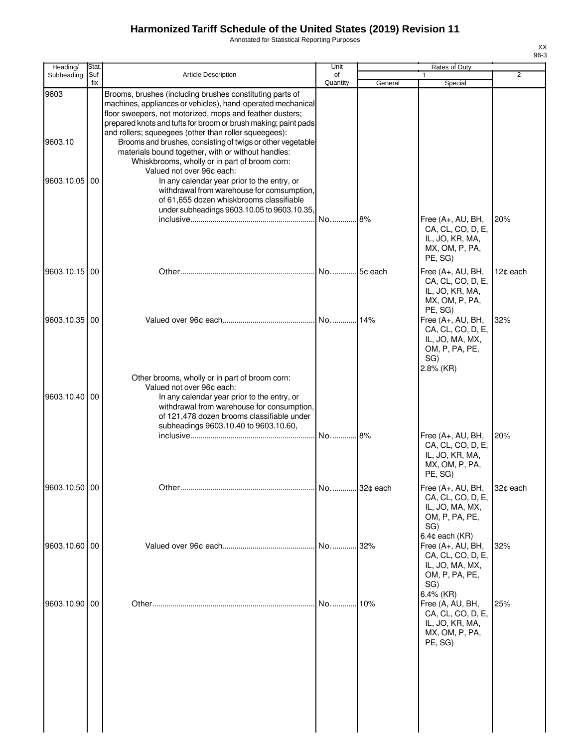# Harmonized Tariff Schedule of the United States (2019) Revision 11

Annotated for Statistical Reporting Purposes

XX
96-3

| Heading/ Subheading | Stat. Suf- fix | Article Description | Unit of Quantity | Rates of Duty 1 General | Special | 2 |
|---|---|---|---|---|---|---|
| 9603 | | Brooms, brushes (including brushes constituting parts of machines, appliances or vehicles), hand-operated mechanical floor sweepers, not motorized, mops and feather dusters; prepared knots and tufts for broom or brush making; paint pads and rollers; squeegees (other than roller squeegees): | | | | |
| 9603.10 | | Brooms and brushes, consisting of twigs or other vegetable materials bound together, with or without handles: | | | | |
| | | Whiskbrooms, wholly or in part of broom corn: | | | | |
| | | Valued not over 96¢ each: | | | | |
| 9603.10.05 | 00 | In any calendar year prior to the entry, or withdrawal from warehouse for comsumption, of 61,655 dozen whiskbrooms classifiable under subheadings 9603.10.05 to 9603.10.35, inclusive | No. | 8% | Free (A+, AU, BH, CA, CL, CO, D, E, IL, JO, KR, MA, MX, OM, P, PA, PE, SG) | 20% |
| 9603.10.15 | 00 | Other | No. | 5¢ each | Free (A+, AU, BH, CA, CL, CO, D, E, IL, JO, KR, MA, MX, OM, P, PA, PE, SG) | 12¢ each |
| 9603.10.35 | 00 | Valued over 96¢ each | No. | 14% | Free (A+, AU, BH, CA, CL, CO, D, E, IL, JO, MA, MX, OM, P, PA, PE, SG) 2.8% (KR) | 32% |
| | | Other brooms, wholly or in part of broom corn: | | | | |
| | | Valued not over 96¢ each: | | | | |
| 9603.10.40 | 00 | In any calendar year prior to the entry, or withdrawal from warehouse for consumption, of 121,478 dozen brooms classifiable under subheadings 9603.10.40 to 9603.10.60, inclusive | No. | 8% | Free (A+, AU, BH, CA, CL, CO, D, E, IL, JO, KR, MA, MX, OM, P, PA, PE, SG) | 20% |
| 9603.10.50 | 00 | Other | No. | 32¢ each | Free (A+, AU, BH, CA, CL, CO, D, E, IL, JO, MA, MX, OM, P, PA, PE, SG) 6.4¢ each (KR) | 32¢ each |
| 9603.10.60 | 00 | Valued over 96¢ each | No. | 32% | Free (A+, AU, BH, CA, CL, CO, D, E, IL, JO, MA, MX, OM, P, PA, PE, SG) 6.4% (KR) | 32% |
| 9603.10.90 | 00 | Other | No. | 10% | Free (A, AU, BH, CA, CL, CO, D, E, IL, JO, KR, MA, MX, OM, P, PA, PE, SG) | 25% |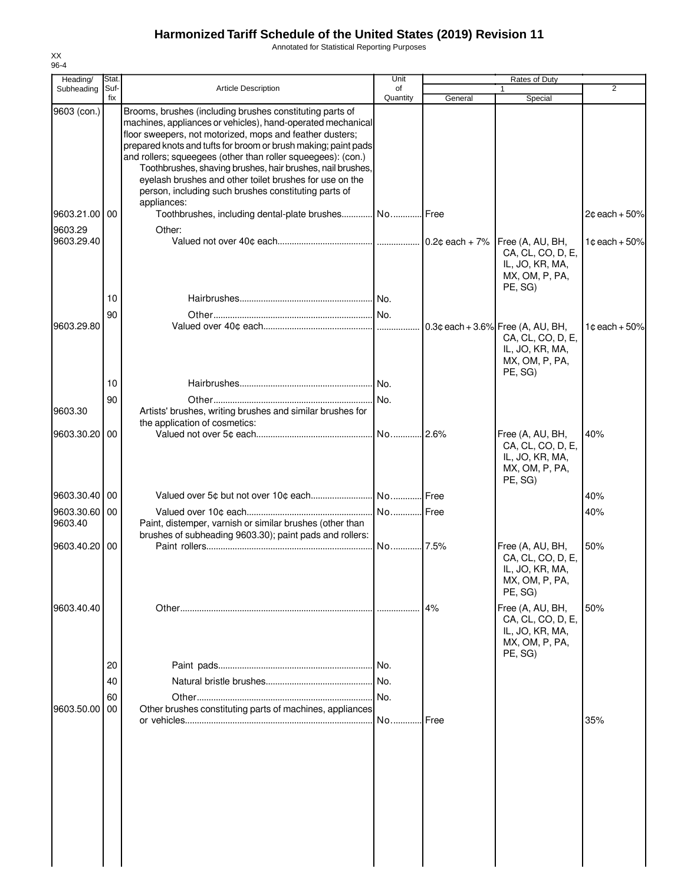# Harmonized Tariff Schedule of the United States (2019) Revision 11

Annotated for Statistical Reporting Purposes

XX
96-4

| Heading/ Subheading | Stat. Suf- fix | Article Description | Unit of Quantity | Rates of Duty 1 General | Special | 2 |
|---|---|---|---|---|---|---|
| 9603 (con.) | | Brooms, brushes (including brushes constituting parts of machines, appliances or vehicles), hand-operated mechanical floor sweepers, not motorized, mops and feather dusters; prepared knots and tufts for broom or brush making; paint pads and rollers; squeegees (other than roller squeegees): (con.) | | | | |
| | | Toothbrushes, shaving brushes, hair brushes, nail brushes, eyelash brushes and other toilet brushes for use on the person, including such brushes constituting parts of appliances: | | | | |
| 9603.21.00 | 00 | Toothbrushes, including dental-plate brushes | No. | Free | | 2¢ each + 50% |
| 9603.29 | | Other: | | | | |
| 9603.29.40 | | Valued not over 40¢ each | | 0.2¢ each + 7% | Free (A, AU, BH, CA, CL, CO, D, E, IL, JO, KR, MA, MX, OM, P, PA, PE, SG) | 1¢ each + 50% |
| | 10 | Hairbrushes | No. | | | |
| | 90 | Other | No. | | | |
| 9603.29.80 | | Valued over 40¢ each | | 0.3¢ each + 3.6% | Free (A, AU, BH, CA, CL, CO, D, E, IL, JO, KR, MA, MX, OM, P, PA, PE, SG) | 1¢ each + 50% |
| | 10 | Hairbrushes | No. | | | |
| | 90 | Other | No. | | | |
| 9603.30 | | Artists' brushes, writing brushes and similar brushes for the application of cosmetics: | | | | |
| 9603.30.20 | 00 | Valued not over 5¢ each | No. | 2.6% | Free (A, AU, BH, CA, CL, CO, D, E, IL, JO, KR, MA, MX, OM, P, PA, PE, SG) | 40% |
| 9603.30.40 | 00 | Valued over 5¢ but not over 10¢ each | No. | Free | | 40% |
| 9603.30.60 | 00 | Valued over 10¢ each | No. | Free | | 40% |
| 9603.40 | | Paint, distemper, varnish or similar brushes (other than brushes of subheading 9603.30); paint pads and rollers: | | | | |
| 9603.40.20 | 00 | Paint rollers | No. | 7.5% | Free (A, AU, BH, CA, CL, CO, D, E, IL, JO, KR, MA, MX, OM, P, PA, PE, SG) | 50% |
| 9603.40.40 | | Other | | 4% | Free (A, AU, BH, CA, CL, CO, D, E, IL, JO, KR, MA, MX, OM, P, PA, PE, SG) | 50% |
| | 20 | Paint pads | No. | | | |
| | 40 | Natural bristle brushes | No. | | | |
| | 60 | Other | No. | | | |
| 9603.50.00 | 00 | Other brushes constituting parts of machines, appliances or vehicles | No. | Free | | 35% |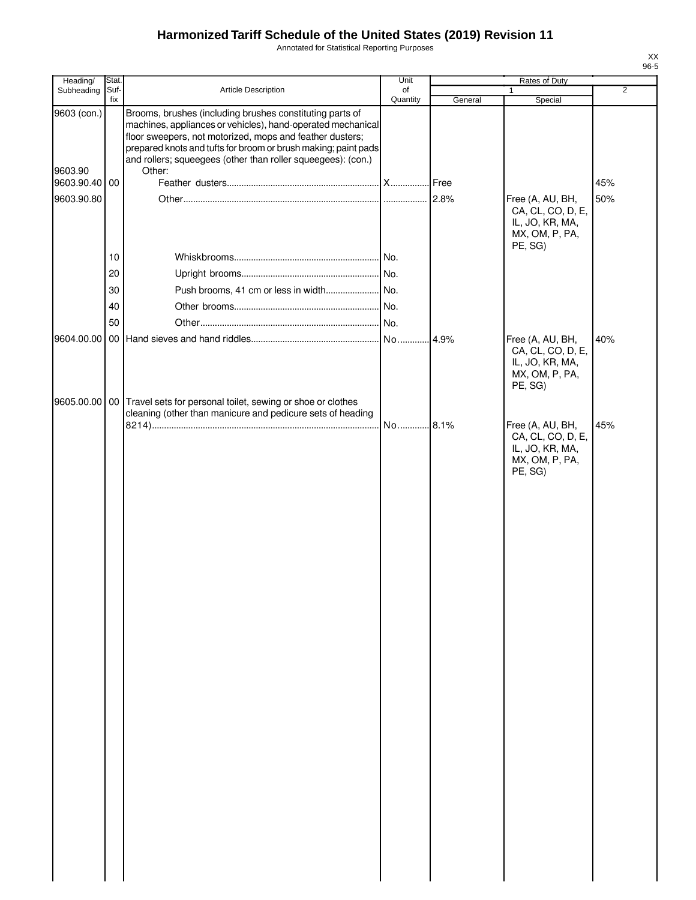# Harmonized Tariff Schedule of the United States (2019) Revision 11

Annotated for Statistical Reporting Purposes

XX
96-5

| Heading/ Subheading | Stat. Suf- fix | Article Description | Unit of Quantity | Rates of Duty 1 General | Rates of Duty 1 Special | Rates of Duty 2 |
|---|---|---|---|---|---|---|
| 9603 (con.) | | Brooms, brushes (including brushes constituting parts of machines, appliances or vehicles), hand-operated mechanical floor sweepers, not motorized, mops and feather dusters; prepared knots and tufts for broom or brush making; paint pads and rollers; squeegees (other than roller squeegees): (con.) | | | | |
| 9603.90 | | Other: | | | | |
| 9603.90.40 | 00 | Feather dusters | X | Free | | 45% |
| 9603.90.80 | | Other | | 2.8% | Free (A, AU, BH, CA, CL, CO, D, E, IL, JO, KR, MA, MX, OM, P, PA, PE, SG) | 50% |
| | 10 | Whiskbrooms | No. | | | |
| | 20 | Upright brooms | No. | | | |
| | 30 | Push brooms, 41 cm or less in width | No. | | | |
| | 40 | Other brooms | No. | | | |
| | 50 | Other | No. | | | |
| 9604.00.00 | 00 | Hand sieves and hand riddles | No. | 4.9% | Free (A, AU, BH, CA, CL, CO, D, E, IL, JO, KR, MA, MX, OM, P, PA, PE, SG) | 40% |
| 9605.00.00 | 00 | Travel sets for personal toilet, sewing or shoe or clothes cleaning (other than manicure and pedicure sets of heading 8214) | No. | 8.1% | Free (A, AU, BH, CA, CL, CO, D, E, IL, JO, KR, MA, MX, OM, P, PA, PE, SG) | 45% |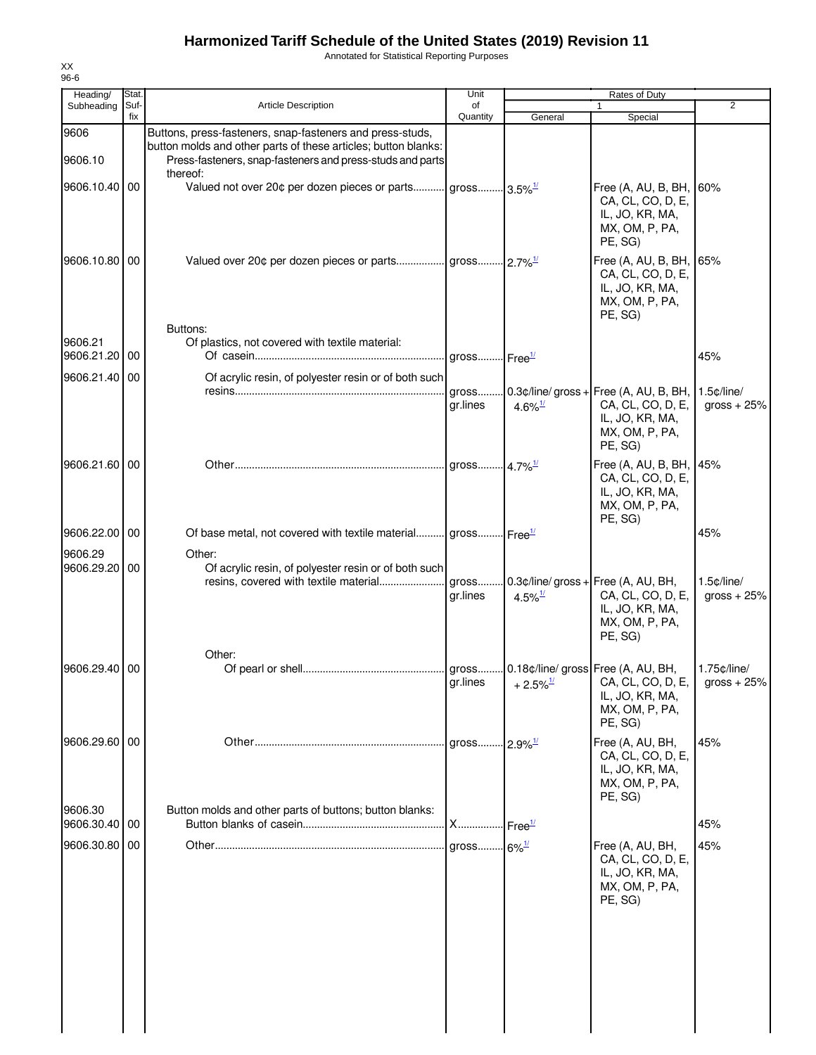# Harmonized Tariff Schedule of the United States (2019) Revision 11

Annotated for Statistical Reporting Purposes

XX
96-6

| Heading/ Subheading | Stat. Suf- fix | Article Description | Unit of Quantity | Rates of Duty 1 General | Special | 2 |
|---|---|---|---|---|---|---|
| 9606 | | Buttons, press-fasteners, snap-fasteners and press-studs, button molds and other parts of these articles; button blanks: | | | | |
| 9606.10 | | Press-fasteners, snap-fasteners and press-studs and parts thereof: | | | | |
| 9606.10.40 | 00 | Valued not over 20¢ per dozen pieces or parts | gross | 3.5%1/ | Free (A, AU, B, BH, CA, CL, CO, D, E, IL, JO, KR, MA, MX, OM, P, PA, PE, SG) | 60% |
| 9606.10.80 | 00 | Valued over 20¢ per dozen pieces or parts | gross | 2.7%1/ | Free (A, AU, B, BH, CA, CL, CO, D, E, IL, JO, KR, MA, MX, OM, P, PA, PE, SG) | 65% |
| | | Buttons: | | | | |
| 9606.21 | | Of plastics, not covered with textile material: | | | | |
| 9606.21.20 | 00 | Of casein | gross | Free1/ | | 45% |
| 9606.21.40 | 00 | Of acrylic resin, of polyester resin or of both such resins | gross gr.lines | 0.3¢/line/ gross + 4.6%1/ | Free (A, AU, B, BH, CA, CL, CO, D, E, IL, JO, KR, MA, MX, OM, P, PA, PE, SG) | 1.5¢/line/ gross + 25% |
| 9606.21.60 | 00 | Other | gross | 4.7%1/ | Free (A, AU, B, BH, CA, CL, CO, D, E, IL, JO, KR, MA, MX, OM, P, PA, PE, SG) | 45% |
| 9606.22.00 | 00 | Of base metal, not covered with textile material | gross | Free1/ | | 45% |
| 9606.29 | | Other: | | | | |
| 9606.29.20 | 00 | Of acrylic resin, of polyester resin or of both such resins, covered with textile material | gross gr.lines | 0.3¢/line/ gross + 4.5%1/ | Free (A, AU, BH, CA, CL, CO, D, E, IL, JO, KR, MA, MX, OM, P, PA, PE, SG) | 1.5¢/line/ gross + 25% |
| | | Other: | | | | |
| 9606.29.40 | 00 | Of pearl or shell | gross gr.lines | 0.18¢/line/ gross + 2.5%1/ | Free (A, AU, BH, CA, CL, CO, D, E, IL, JO, KR, MA, MX, OM, P, PA, PE, SG) | 1.75¢/line/ gross + 25% |
| 9606.29.60 | 00 | Other | gross | 2.9%1/ | Free (A, AU, BH, CA, CL, CO, D, E, IL, JO, KR, MA, MX, OM, P, PA, PE, SG) | 45% |
| 9606.30 | | Button molds and other parts of buttons; button blanks: | | | | |
| 9606.30.40 | 00 | Button blanks of casein | X | Free1/ | | 45% |
| 9606.30.80 | 00 | Other | gross | 6%1/ | Free (A, AU, BH, CA, CL, CO, D, E, IL, JO, KR, MA, MX, OM, P, PA, PE, SG) | 45% |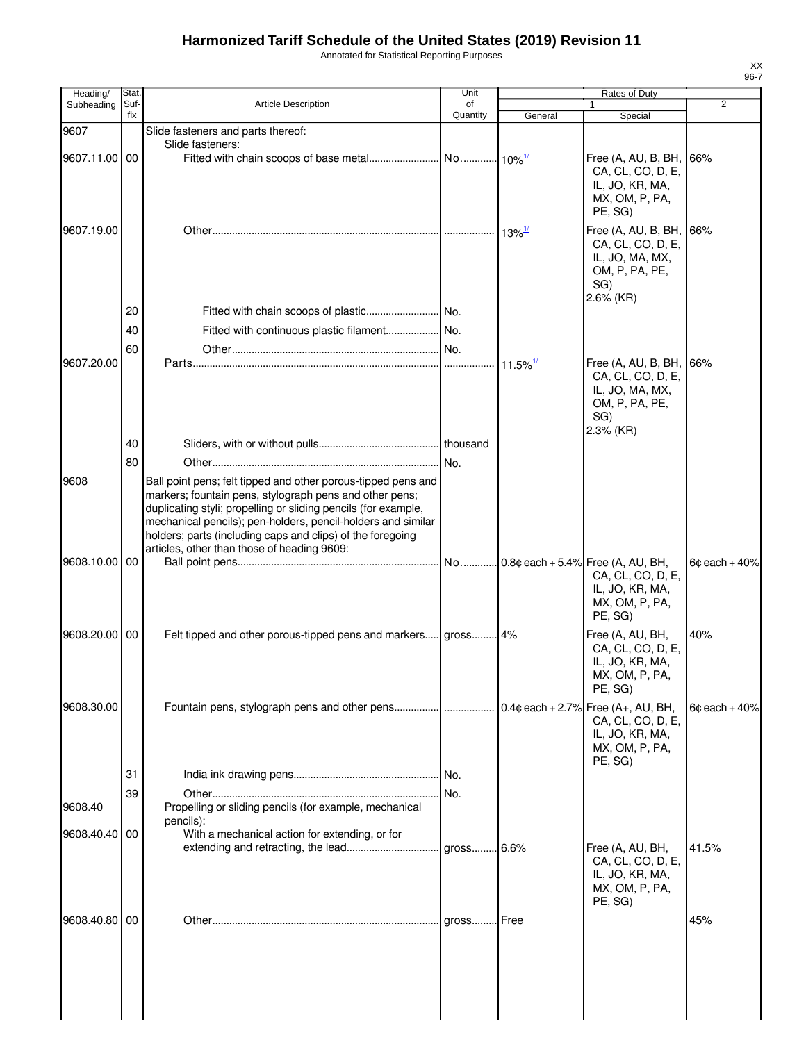# Harmonized Tariff Schedule of the United States (2019) Revision 11

Annotated for Statistical Reporting Purposes

XX
96-7

| Heading/ Subheading | Stat. Suf-fix | Article Description | Unit of Quantity | Rates of Duty 1 General | Special | 2 |
|---|---|---|---|---|---|---|
| 9607 | | Slide fasteners and parts thereof: | | | | |
| | | Slide fasteners: | | | | |
| 9607.11.00 | 00 | Fitted with chain scoops of base metal | No. | 10%[1/] | Free (A, AU, B, BH, CA, CL, CO, D, E, IL, JO, KR, MA, MX, OM, P, PA, PE, SG) | 66% |
| 9607.19.00 | | Other | | 13%[1/] | Free (A, AU, B, BH, CA, CL, CO, D, E, IL, JO, MA, MX, OM, P, PA, PE, SG) 2.6% (KR) | 66% |
| | 20 | Fitted with chain scoops of plastic | No. | | | |
| | 40 | Fitted with continuous plastic filament | No. | | | |
| | 60 | Other | No. | | | |
| 9607.20.00 | | Parts | | 11.5%[1/] | Free (A, AU, B, BH, CA, CL, CO, D, E, IL, JO, MA, MX, OM, P, PA, PE, SG) 2.3% (KR) | 66% |
| | 40 | Sliders, with or without pulls | thousand | | | |
| | 80 | Other | No. | | | |
| 9608 | | Ball point pens; felt tipped and other porous-tipped pens and markers; fountain pens, stylograph pens and other pens; duplicating styli; propelling or sliding pencils (for example, mechanical pencils); pen-holders, pencil-holders and similar holders; parts (including caps and clips) of the foregoing articles, other than those of heading 9609: | | | | |
| 9608.10.00 | 00 | Ball point pens | No. | 0.8¢ each + 5.4% | Free (A, AU, BH, CA, CL, CO, D, E, IL, JO, KR, MA, MX, OM, P, PA, PE, SG) | 6¢ each + 40% |
| 9608.20.00 | 00 | Felt tipped and other porous-tipped pens and markers | gross | 4% | Free (A, AU, BH, CA, CL, CO, D, E, IL, JO, KR, MA, MX, OM, P, PA, PE, SG) | 40% |
| 9608.30.00 | | Fountain pens, stylograph pens and other pens | | 0.4¢ each + 2.7% | Free (A+, AU, BH, CA, CL, CO, D, E, IL, JO, KR, MA, MX, OM, P, PA, PE, SG) | 6¢ each + 40% |
| | 31 | India ink drawing pens | No. | | | |
| | 39 | Other | No. | | | |
| 9608.40 | | Propelling or sliding pencils (for example, mechanical pencils): | | | | |
| 9608.40.40 | 00 | With a mechanical action for extending, or for extending and retracting, the lead | gross | 6.6% | Free (A, AU, BH, CA, CL, CO, D, E, IL, JO, KR, MA, MX, OM, P, PA, PE, SG) | 41.5% |
| 9608.40.80 | 00 | Other | gross | Free | | 45% |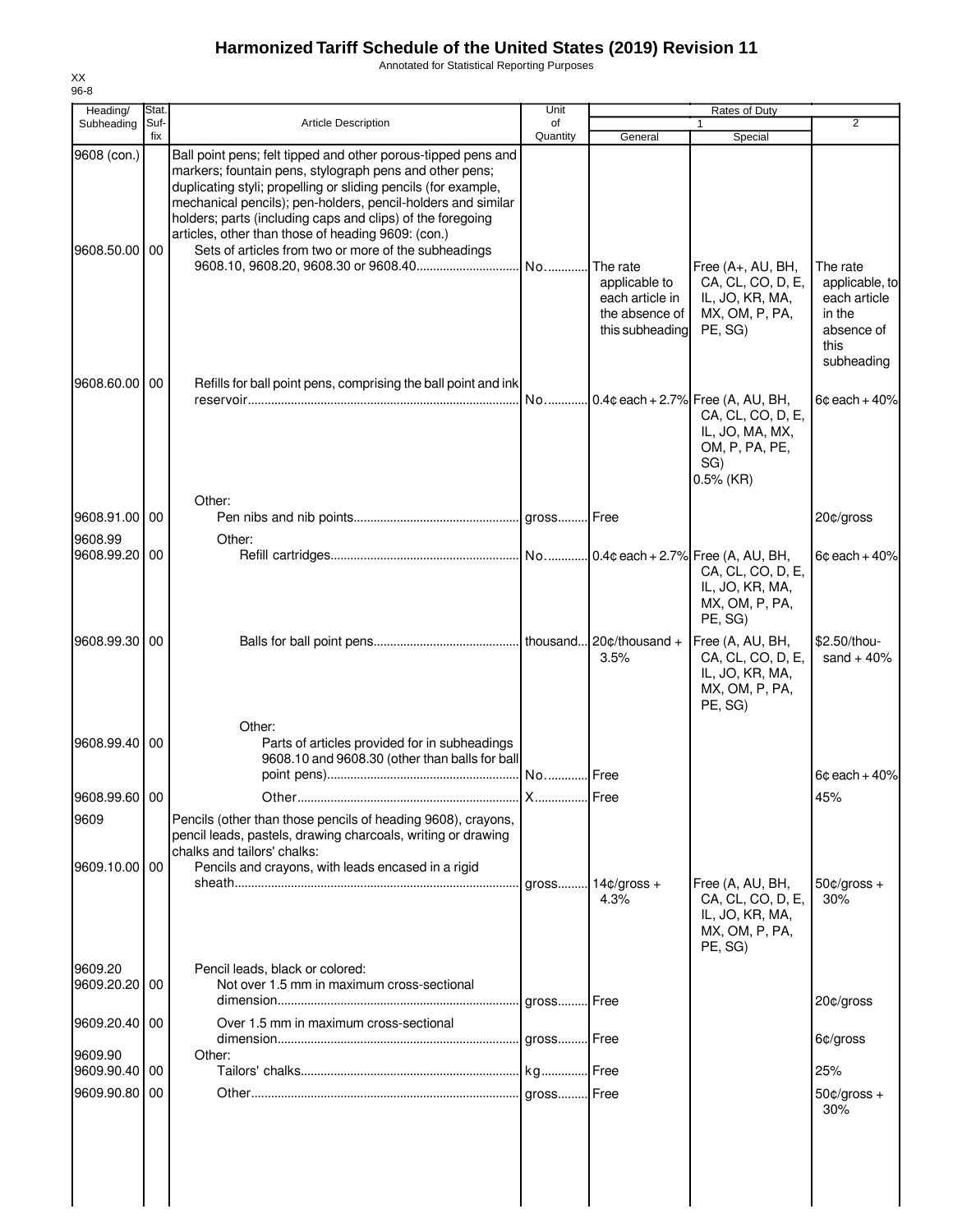# Harmonized Tariff Schedule of the United States (2019) Revision 11

Annotated for Statistical Reporting Purposes

XX
96-8

| Heading/ Subheading | Stat. Suf- fix | Article Description | Unit of Quantity | Rates of Duty 1 General | Rates of Duty 1 Special | Rates of Duty 2 |
|---|---|---|---|---|---|---|
| 9608 (con.) | | Ball point pens; felt tipped and other porous-tipped pens and markers; fountain pens, stylograph pens and other pens; duplicating styli; propelling or sliding pencils (for example, mechanical pencils); pen-holders, pencil-holders and similar holders; parts (including caps and clips) of the foregoing articles, other than those of heading 9609: (con.) | | | | |
| 9608.50.00 | 00 | Sets of articles from two or more of the subheadings 9608.10, 9608.20, 9608.30 or 9608.40 | No. | The rate applicable to each article in the absence of this subheading | Free (A+, AU, BH, CA, CL, CO, D, E, IL, JO, KR, MA, MX, OM, P, PA, PE, SG) | The rate applicable, to each article in the absence of this subheading |
| 9608.60.00 | 00 | Refills for ball point pens, comprising the ball point and ink reservoir | No. | 0.4¢ each + 2.7% | Free (A, AU, BH, CA, CL, CO, D, E, IL, JO, MA, MX, OM, P, PA, PE, SG) 0.5% (KR) | 6¢ each + 40% |
| | | Other: | | | | |
| 9608.91.00 | 00 | Pen nibs and nib points | gross | Free | | 20¢/gross |
| 9608.99 | | Other: | | | | |
| 9608.99.20 | 00 | Refill cartridges | No. | 0.4¢ each + 2.7% | Free (A, AU, BH, CA, CL, CO, D, E, IL, JO, KR, MA, MX, OM, P, PA, PE, SG) | 6¢ each + 40% |
| 9608.99.30 | 00 | Balls for ball point pens | thousand | 20¢/thousand + 3.5% | Free (A, AU, BH, CA, CL, CO, D, E, IL, JO, KR, MA, MX, OM, P, PA, PE, SG) | $2.50/thousand + 40% |
| | | Other: | | | | |
| 9608.99.40 | 00 | Parts of articles provided for in subheadings 9608.10 and 9608.30 (other than balls for ball point pens) | No. | Free | | 6¢ each + 40% |
| 9608.99.60 | 00 | Other | X | Free | | 45% |
| 9609 | | Pencils (other than those pencils of heading 9608), crayons, pencil leads, pastels, drawing charcoals, writing or drawing chalks and tailors' chalks: | | | | |
| 9609.10.00 | 00 | Pencils and crayons, with leads encased in a rigid sheath | gross | 14¢/gross + 4.3% | Free (A, AU, BH, CA, CL, CO, D, E, IL, JO, KR, MA, MX, OM, P, PA, PE, SG) | 50¢/gross + 30% |
| 9609.20 | | Pencil leads, black or colored: | | | | |
| 9609.20.20 | 00 | Not over 1.5 mm in maximum cross-sectional dimension | gross | Free | | 20¢/gross |
| 9609.20.40 | 00 | Over 1.5 mm in maximum cross-sectional dimension | gross | Free | | 6¢/gross |
| 9609.90 | | Other: | | | | |
| 9609.90.40 | 00 | Tailors' chalks | kg | Free | | 25% |
| 9609.90.80 | 00 | Other | gross | Free | | 50¢/gross + 30% |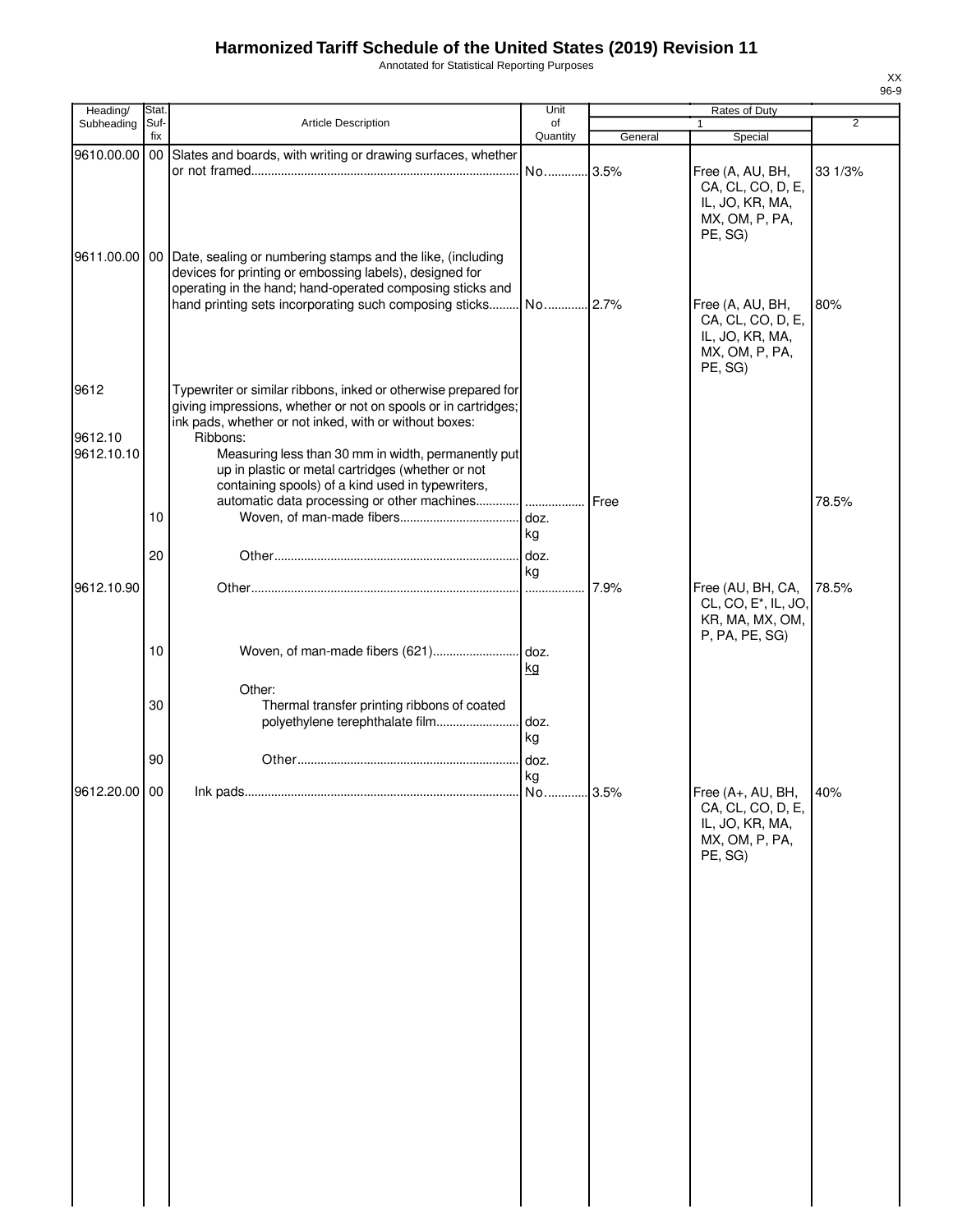# Harmonized Tariff Schedule of the United States (2019) Revision 11

Annotated for Statistical Reporting Purposes

XX
96-9

| Heading/ Subheading | Stat. Suf- fix | Article Description | Unit of Quantity | Rates of Duty 1 General | Special | 2 |
|---|---|---|---|---|---|---|
| 9610.00.00 | 00 | Slates and boards, with writing or drawing surfaces, whether or not framed | No. | 3.5% | Free (A, AU, BH, CA, CL, CO, D, E, IL, JO, KR, MA, MX, OM, P, PA, PE, SG) | 33 1/3% |
| 9611.00.00 | 00 | Date, sealing or numbering stamps and the like, (including devices for printing or embossing labels), designed for operating in the hand; hand-operated composing sticks and hand printing sets incorporating such composing sticks | No. | 2.7% | Free (A, AU, BH, CA, CL, CO, D, E, IL, JO, KR, MA, MX, OM, P, PA, PE, SG) | 80% |
| 9612 | | Typewriter or similar ribbons, inked or otherwise prepared for giving impressions, whether or not on spools or in cartridges; ink pads, whether or not inked, with or without boxes: | | | | |
| 9612.10 | | Ribbons: | | | | |
| 9612.10.10 | | Measuring less than 30 mm in width, permanently put up in plastic or metal cartridges (whether or not containing spools) of a kind used in typewriters, automatic data processing or other machines | | Free | | 78.5% |
| | 10 | Woven, of man-made fibers | doz. kg | | | |
| | 20 | Other | doz. kg | | | |
| 9612.10.90 | | Other | | 7.9% | Free (AU, BH, CA, CL, CO, E*, IL, JO, KR, MA, MX, OM, P, PA, PE, SG) | 78.5% |
| | 10 | Woven, of man-made fibers (621) | doz. kg | | | |
| | | Other: | | | | |
| | 30 | Thermal transfer printing ribbons of coated polyethylene terephthalate film | doz. kg | | | |
| | 90 | Other | doz. kg | | | |
| 9612.20.00 | 00 | Ink pads | No. | 3.5% | Free (A+, AU, BH, CA, CL, CO, D, E, IL, JO, KR, MA, MX, OM, P, PA, PE, SG) | 40% |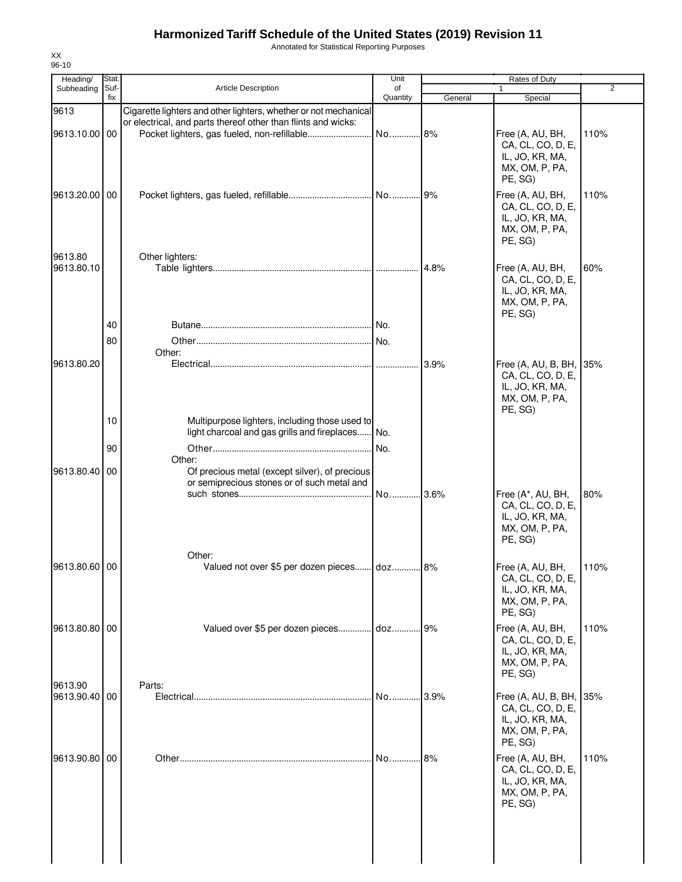# Harmonized Tariff Schedule of the United States (2019) Revision 11

Annotated for Statistical Reporting Purposes

XX
96-10

| Heading/ Subheading | Stat. Suf- fix | Article Description | Unit of Quantity | Rates of Duty 1 General | Special | 2 |
|---|---|---|---|---|---|---|
| 9613 | | Cigarette lighters and other lighters, whether or not mechanical or electrical, and parts thereof other than flints and wicks: | | | | |
| 9613.10.00 | 00 | Pocket lighters, gas fueled, non-refillable | No. | 8% | Free (A, AU, BH, CA, CL, CO, D, E, IL, JO, KR, MA, MX, OM, P, PA, PE, SG) | 110% |
| 9613.20.00 | 00 | Pocket lighters, gas fueled, refillable | No. | 9% | Free (A, AU, BH, CA, CL, CO, D, E, IL, JO, KR, MA, MX, OM, P, PA, PE, SG) | 110% |
| 9613.80 | | Other lighters: | | | | |
| 9613.80.10 | | Table lighters | | 4.8% | Free (A, AU, BH, CA, CL, CO, D, E, IL, JO, KR, MA, MX, OM, P, PA, PE, SG) | 60% |
| | 40 | Butane | No. | | | |
| | 80 | Other | No. | | | |
| | | Other: | | | | |
| 9613.80.20 | | Electrical | | 3.9% | Free (A, AU, B, BH, CA, CL, CO, D, E, IL, JO, KR, MA, MX, OM, P, PA, PE, SG) | 35% |
| | 10 | Multipurpose lighters, including those used to light charcoal and gas grills and fireplaces | No. | | | |
| | 90 | Other | No. | | | |
| | | Other: | | | | |
| 9613.80.40 | 00 | Of precious metal (except silver), of precious or semiprecious stones or of such metal and such stones | No. | 3.6% | Free (A*, AU, BH, CA, CL, CO, D, E, IL, JO, KR, MA, MX, OM, P, PA, PE, SG) | 80% |
| | | Other: | | | | |
| 9613.80.60 | 00 | Valued not over $5 per dozen pieces | doz. | 8% | Free (A, AU, BH, CA, CL, CO, D, E, IL, JO, KR, MA, MX, OM, P, PA, PE, SG) | 110% |
| 9613.80.80 | 00 | Valued over $5 per dozen pieces | doz. | 9% | Free (A, AU, BH, CA, CL, CO, D, E, IL, JO, KR, MA, MX, OM, P, PA, PE, SG) | 110% |
| 9613.90 | | Parts: | | | | |
| 9613.90.40 | 00 | Electrical | No. | 3.9% | Free (A, AU, B, BH, CA, CL, CO, D, E, IL, JO, KR, MA, MX, OM, P, PA, PE, SG) | 35% |
| 9613.90.80 | 00 | Other | No. | 8% | Free (A, AU, BH, CA, CL, CO, D, E, IL, JO, KR, MA, MX, OM, P, PA, PE, SG) | 110% |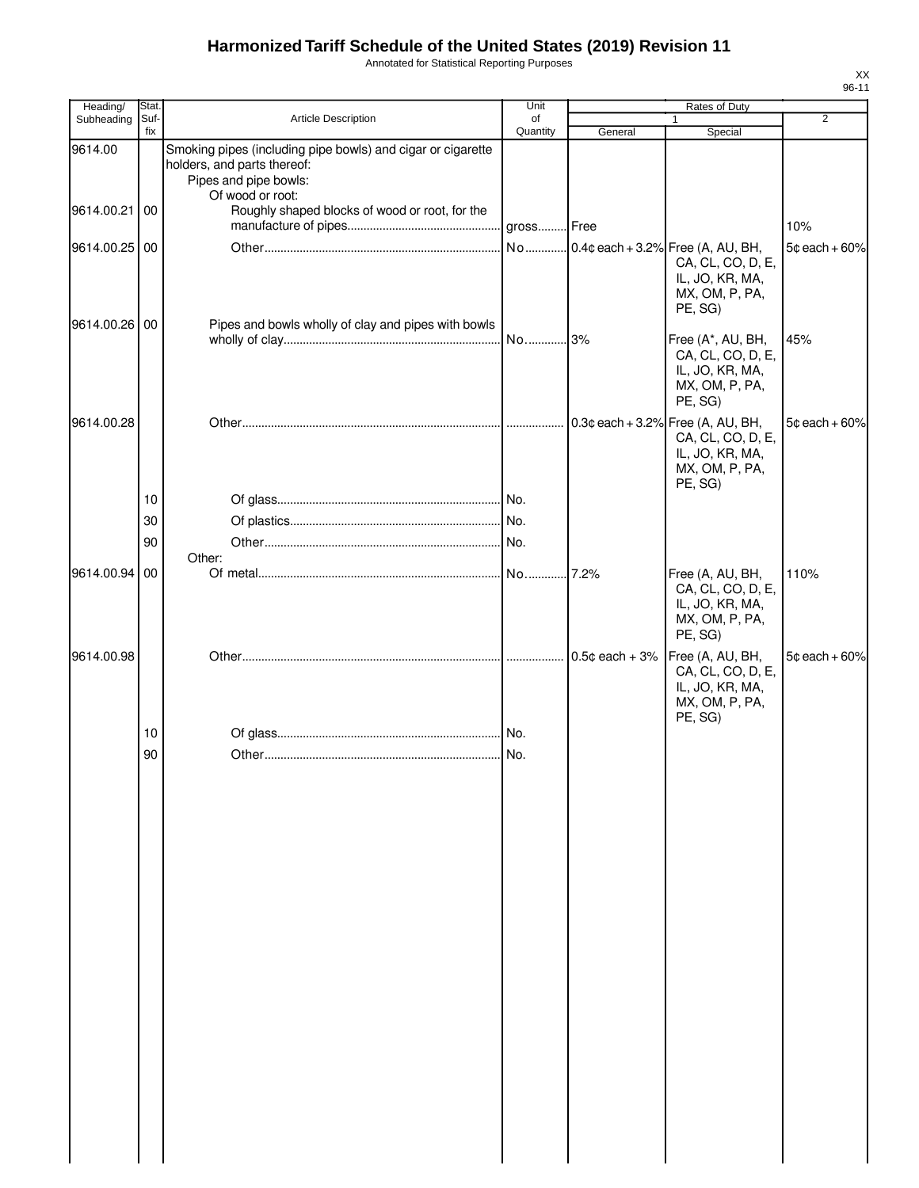# Harmonized Tariff Schedule of the United States (2019) Revision 11

Annotated for Statistical Reporting Purposes

XX
96-11

| Heading/ Subheading | Stat. Suf- fix | Article Description | Unit of Quantity | Rates of Duty 1 General | Special | 2 |
|---|---|---|---|---|---|---|
| 9614.00 | | Smoking pipes (including pipe bowls) and cigar or cigarette holders, and parts thereof: | | | | |
| | | Pipes and pipe bowls: | | | | |
| | | Of wood or root: | | | | |
| 9614.00.21 | 00 | Roughly shaped blocks of wood or root, for the manufacture of pipes | gross | Free | | 10% |
| 9614.00.25 | 00 | Other | No | 0.4¢ each + 3.2% | Free (A, AU, BH, CA, CL, CO, D, E, IL, JO, KR, MA, MX, OM, P, PA, PE, SG) | 5¢ each + 60% |
| 9614.00.26 | 00 | Pipes and bowls wholly of clay and pipes with bowls wholly of clay | No | 3% | Free (A*, AU, BH, CA, CL, CO, D, E, IL, JO, KR, MA, MX, OM, P, PA, PE, SG) | 45% |
| 9614.00.28 | | Other | | 0.3¢ each + 3.2% | Free (A, AU, BH, CA, CL, CO, D, E, IL, JO, KR, MA, MX, OM, P, PA, PE, SG) | 5¢ each + 60% |
| | 10 | Of glass | No. | | | |
| | 30 | Of plastics | No. | | | |
| | 90 | Other | No. | | | |
| | | Other: | | | | |
| 9614.00.94 | 00 | Of metal | No | 7.2% | Free (A, AU, BH, CA, CL, CO, D, E, IL, JO, KR, MA, MX, OM, P, PA, PE, SG) | 110% |
| 9614.00.98 | | Other | | 0.5¢ each + 3% | Free (A, AU, BH, CA, CL, CO, D, E, IL, JO, KR, MA, MX, OM, P, PA, PE, SG) | 5¢ each + 60% |
| | 10 | Of glass | No. | | | |
| | 90 | Other | No. | | | |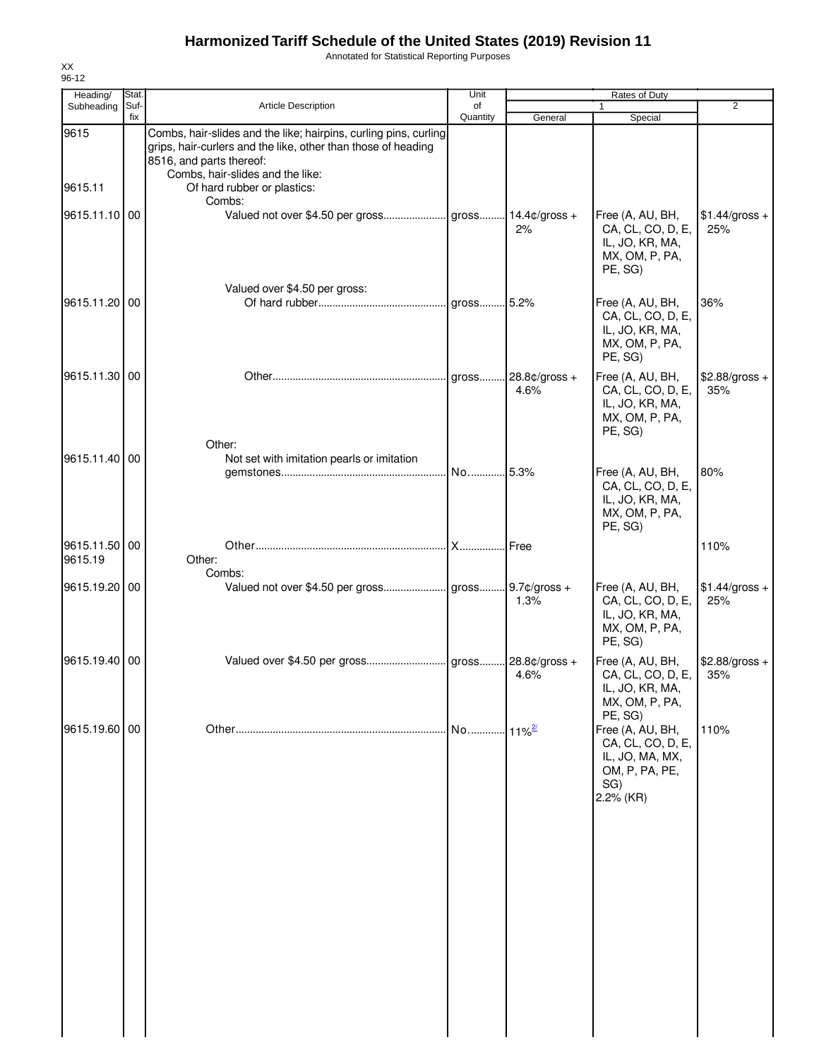# Harmonized Tariff Schedule of the United States (2019) Revision 11

Annotated for Statistical Reporting Purposes

XX
96-12

| Heading/ Subheading | Stat. Suf- fix | Article Description | Unit of Quantity | Rates of Duty 1 General | Special | 2 |
|---|---|---|---|---|---|---|
| 9615 | | Combs, hair-slides and the like; hairpins, curling pins, curling grips, hair-curlers and the like, other than those of heading 8516, and parts thereof: | | | | |
| | | Combs, hair-slides and the like: | | | | |
| 9615.11 | | Of hard rubber or plastics: | | | | |
| | | Combs: | | | | |
| 9615.11.10 | 00 | Valued not over $4.50 per gross | gross | 14.4¢/gross + 2% | Free (A, AU, BH, CA, CL, CO, D, E, IL, JO, KR, MA, MX, OM, P, PA, PE, SG) | $1.44/gross + 25% |
| | | Valued over $4.50 per gross: | | | | |
| 9615.11.20 | 00 | Of hard rubber | gross | 5.2% | Free (A, AU, BH, CA, CL, CO, D, E, IL, JO, KR, MA, MX, OM, P, PA, PE, SG) | 36% |
| 9615.11.30 | 00 | Other | gross | 28.8¢/gross + 4.6% | Free (A, AU, BH, CA, CL, CO, D, E, IL, JO, KR, MA, MX, OM, P, PA, PE, SG) | $2.88/gross + 35% |
| | | Other: | | | | |
| 9615.11.40 | 00 | Not set with imitation pearls or imitation gemstones | No. | 5.3% | Free (A, AU, BH, CA, CL, CO, D, E, IL, JO, KR, MA, MX, OM, P, PA, PE, SG) | 80% |
| 9615.11.50 | 00 | Other | X | Free | | 110% |
| 9615.19 | | Other: | | | | |
| | | Combs: | | | | |
| 9615.19.20 | 00 | Valued not over $4.50 per gross | gross | 9.7¢/gross + 1.3% | Free (A, AU, BH, CA, CL, CO, D, E, IL, JO, KR, MA, MX, OM, P, PA, PE, SG) | $1.44/gross + 25% |
| 9615.19.40 | 00 | Valued over $4.50 per gross | gross | 28.8¢/gross + 4.6% | Free (A, AU, BH, CA, CL, CO, D, E, IL, JO, KR, MA, MX, OM, P, PA, PE, SG) | $2.88/gross + 35% |
| 9615.19.60 | 00 | Other | No. | 11% [2/] | Free (A, AU, BH, CA, CL, CO, D, E, IL, JO, MA, MX, OM, P, PA, PE, SG) 2.2% (KR) | 110% |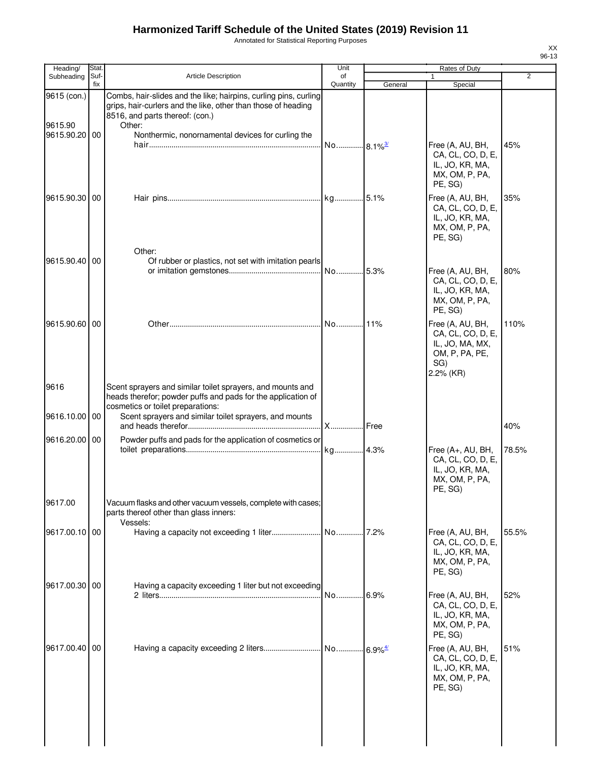# Harmonized Tariff Schedule of the United States (2019) Revision 11

Annotated for Statistical Reporting Purposes

| Heading/ Subheading | Stat. Suf- fix | Article Description | Unit of Quantity | Rates of Duty 1 General | Rates of Duty 1 Special | Rates of Duty 2 |
|---|---|---|---|---|---|---|
| 9615 (con.) | | Combs, hair-slides and the like; hairpins, curling pins, curling grips, hair-curlers and the like, other than those of heading 8516, and parts thereof: (con.) | | | | |
| 9615.90 | | Other: | | | | |
| 9615.90.20 | 00 | Nonthermic, nonornamental devices for curling the hair | No. | 8.1%[3/] | Free (A, AU, BH, CA, CL, CO, D, E, IL, JO, KR, MA, MX, OM, P, PA, PE, SG) | 45% |
| 9615.90.30 | 00 | Hair pins | kg | 5.1% | Free (A, AU, BH, CA, CL, CO, D, E, IL, JO, KR, MA, MX, OM, P, PA, PE, SG) | 35% |
| | | Other: | | | | |
| 9615.90.40 | 00 | Of rubber or plastics, not set with imitation pearls or imitation gemstones | No. | 5.3% | Free (A, AU, BH, CA, CL, CO, D, E, IL, JO, KR, MA, MX, OM, P, PA, PE, SG) | 80% |
| 9615.90.60 | 00 | Other | No. | 11% | Free (A, AU, BH, CA, CL, CO, D, E, IL, JO, MA, MX, OM, P, PA, PE, SG) 2.2% (KR) | 110% |
| 9616 | | Scent sprayers and similar toilet sprayers, and mounts and heads therefor; powder puffs and pads for the application of cosmetics or toilet preparations: | | | | |
| 9616.10.00 | 00 | Scent sprayers and similar toilet sprayers, and mounts and heads therefor | X | Free | | 40% |
| 9616.20.00 | 00 | Powder puffs and pads for the application of cosmetics or toilet preparations | kg | 4.3% | Free (A+, AU, BH, CA, CL, CO, D, E, IL, JO, KR, MA, MX, OM, P, PA, PE, SG) | 78.5% |
| 9617.00 | | Vacuum flasks and other vacuum vessels, complete with cases; parts thereof other than glass inners: | | | | |
| | | Vessels: | | | | |
| 9617.00.10 | 00 | Having a capacity not exceeding 1 liter | No. | 7.2% | Free (A, AU, BH, CA, CL, CO, D, E, IL, JO, KR, MA, MX, OM, P, PA, PE, SG) | 55.5% |
| 9617.00.30 | 00 | Having a capacity exceeding 1 liter but not exceeding 2 liters | No. | 6.9% | Free (A, AU, BH, CA, CL, CO, D, E, IL, JO, KR, MA, MX, OM, P, PA, PE, SG) | 52% |
| 9617.00.40 | 00 | Having a capacity exceeding 2 liters | No. | 6.9%[4/] | Free (A, AU, BH, CA, CL, CO, D, E, IL, JO, KR, MA, MX, OM, P, PA, PE, SG) | 51% |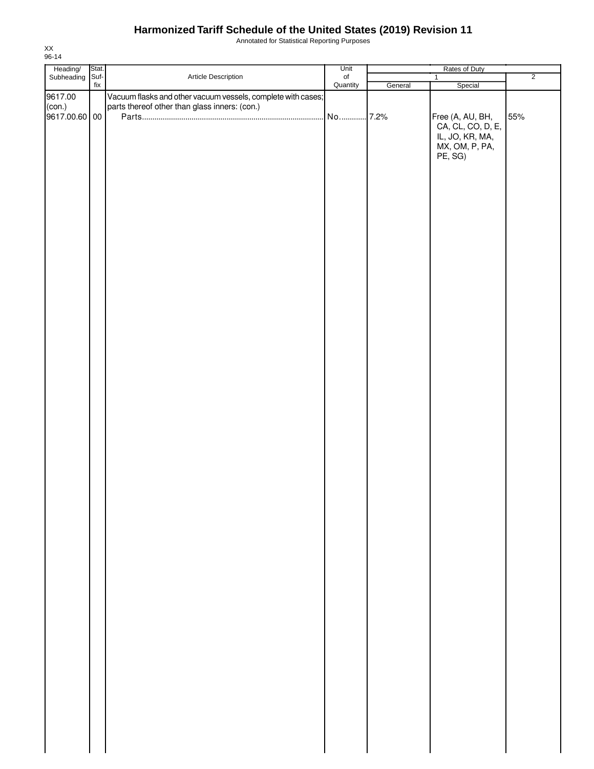# Harmonized Tariff Schedule of the United States (2019) Revision 11

Annotated for Statistical Reporting Purposes

XX
96-14

| Heading/ Subheading | Stat. Suf- fix | Article Description | Unit of Quantity | Rates of Duty 1 General | Special | 2 |
|---|---|---|---|---|---|---|
| 9617.00 (con.) | | Vacuum flasks and other vacuum vessels, complete with cases; parts thereof other than glass inners: (con.) | | | | |
| 9617.00.60 | 00 | Parts | No. | 7.2% | Free (A, AU, BH, CA, CL, CO, D, E, IL, JO, KR, MA, MX, OM, P, PA, PE, SG) | 55% |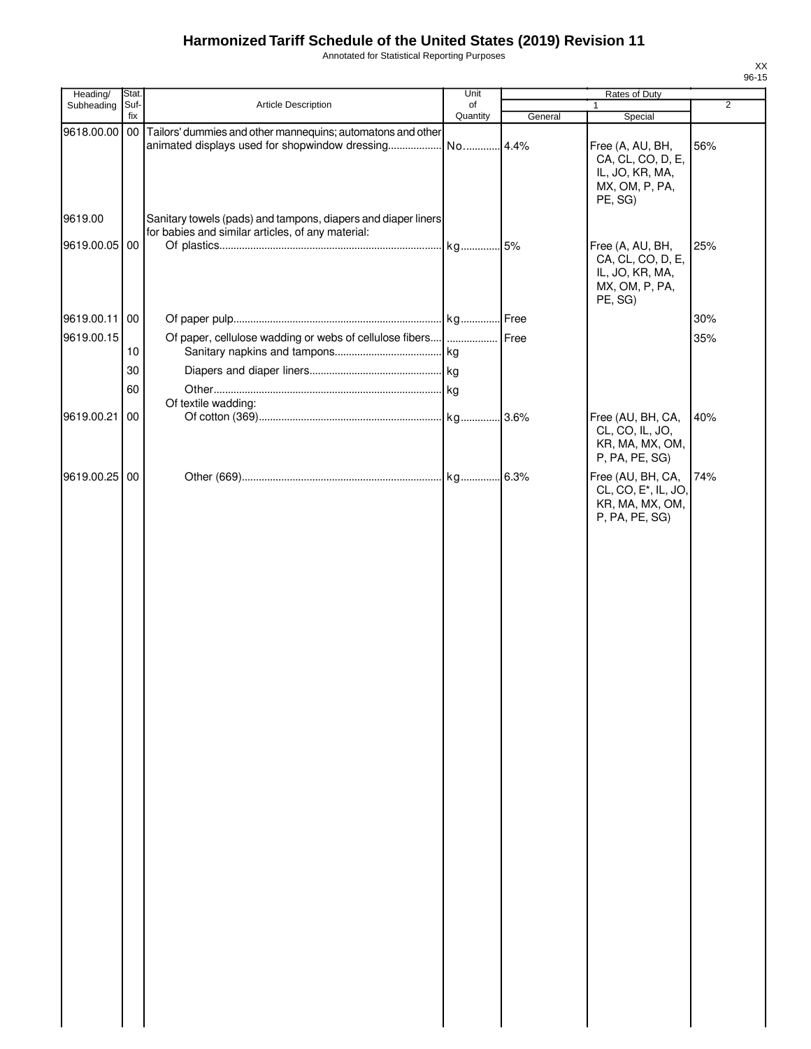# Harmonized Tariff Schedule of the United States (2019) Revision 11

Annotated for Statistical Reporting Purposes

XX
96-15

| Heading/ Subheading | Stat. Suf- fix | Article Description | Unit of Quantity | Rates of Duty | | |
|---|---|---|---|---|---|---|
| | | | | 1 | | 2 |
| | | | | General | Special | |
| 9618.00.00 | 00 | Tailors' dummies and other mannequins; automatons and other animated displays used for shopwindow dressing | No. | 4.4% | Free (A, AU, BH, CA, CL, CO, D, E, IL, JO, KR, MA, MX, OM, P, PA, PE, SG) | 56% |
| 9619.00 | | Sanitary towels (pads) and tampons, diapers and diaper liners for babies and similar articles, of any material: | | | | |
| 9619.00.05 | 00 | Of plastics | kg | 5% | Free (A, AU, BH, CA, CL, CO, D, E, IL, JO, KR, MA, MX, OM, P, PA, PE, SG) | 25% |
| 9619.00.11 | 00 | Of paper pulp | kg | Free | | 30% |
| 9619.00.15 | | Of paper, cellulose wadding or webs of cellulose fibers | | Free | | 35% |
| | 10 | Sanitary napkins and tampons | kg | | | |
| | 30 | Diapers and diaper liners | kg | | | |
| | 60 | Other | kg | | | |
| | | Of textile wadding: | | | | |
| 9619.00.21 | 00 | Of cotton (369) | kg | 3.6% | Free (AU, BH, CA, CL, CO, IL, JO, KR, MA, MX, OM, P, PA, PE, SG) | 40% |
| 9619.00.25 | 00 | Other (669) | kg | 6.3% | Free (AU, BH, CA, CL, CO, E*, IL, JO, KR, MA, MX, OM, P, PA, PE, SG) | 74% |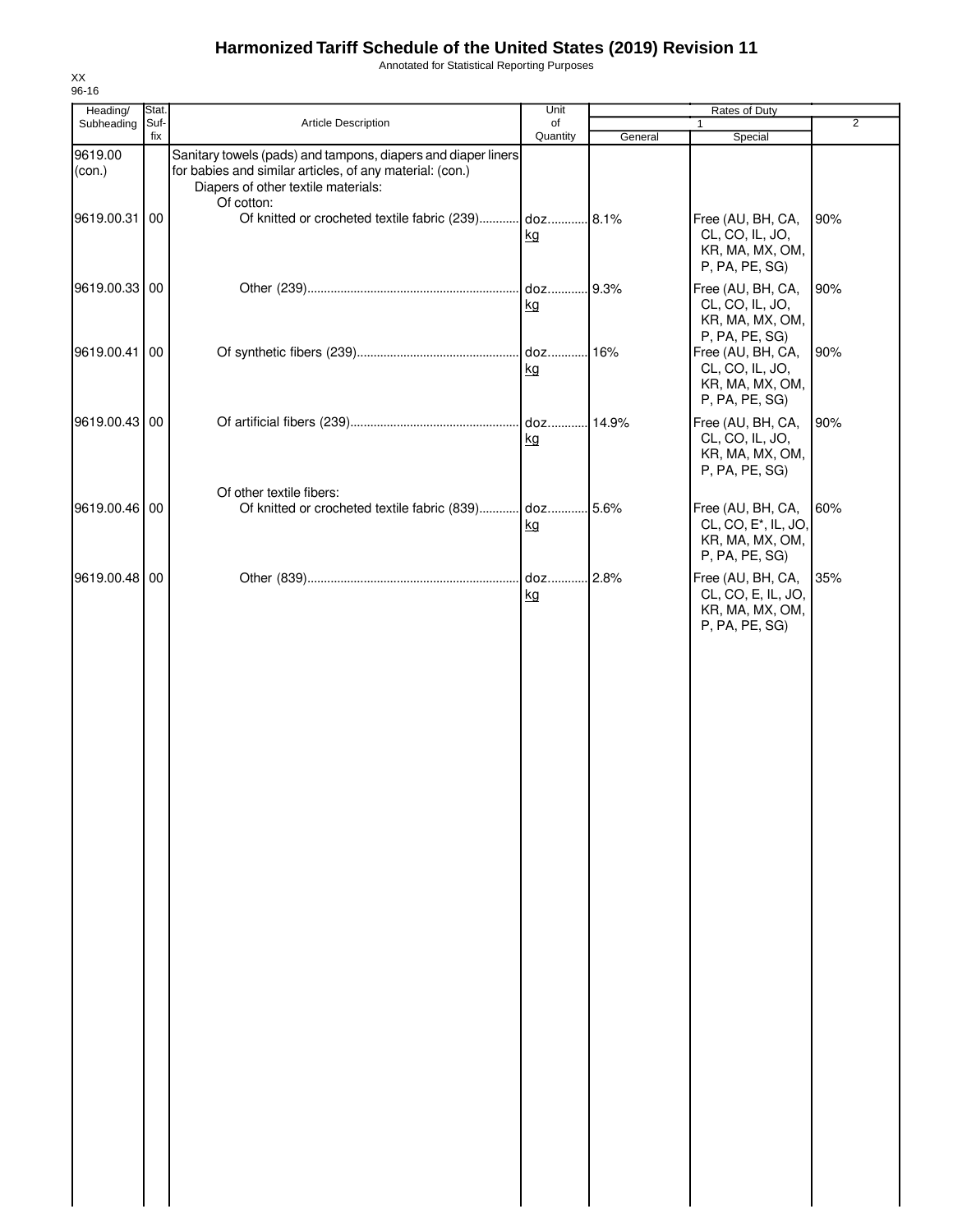# Harmonized Tariff Schedule of the United States (2019) Revision 11

Annotated for Statistical Reporting Purposes

XX
96-16

| Heading/ Subheading | Stat. Suf-fix | Article Description | Unit of Quantity | Rates of Duty 1 General | Special | 2 |
|---|---|---|---|---|---|---|
| 9619.00 (con.) | | Sanitary towels (pads) and tampons, diapers and diaper liners for babies and similar articles, of any material: (con.) | | | | |
| | | Diapers of other textile materials: | | | | |
| | | Of cotton: | | | | |
| 9619.00.31 | 00 | Of knitted or crocheted textile fabric (239) | doz. kg | 8.1% | Free (AU, BH, CA, CL, CO, IL, JO, KR, MA, MX, OM, P, PA, PE, SG) | 90% |
| 9619.00.33 | 00 | Other (239) | doz. kg | 9.3% | Free (AU, BH, CA, CL, CO, IL, JO, KR, MA, MX, OM, P, PA, PE, SG) | 90% |
| 9619.00.41 | 00 | Of synthetic fibers (239) | doz. kg | 16% | Free (AU, BH, CA, CL, CO, IL, JO, KR, MA, MX, OM, P, PA, PE, SG) | 90% |
| 9619.00.43 | 00 | Of artificial fibers (239) | doz. kg | 14.9% | Free (AU, BH, CA, CL, CO, IL, JO, KR, MA, MX, OM, P, PA, PE, SG) | 90% |
| | | Of other textile fibers: | | | | |
| 9619.00.46 | 00 | Of knitted or crocheted textile fabric (839) | doz. kg | 5.6% | Free (AU, BH, CA, CL, CO, E*, IL, JO, KR, MA, MX, OM, P, PA, PE, SG) | 60% |
| 9619.00.48 | 00 | Other (839) | doz. kg | 2.8% | Free (AU, BH, CA, CL, CO, E, IL, JO, KR, MA, MX, OM, P, PA, PE, SG) | 35% |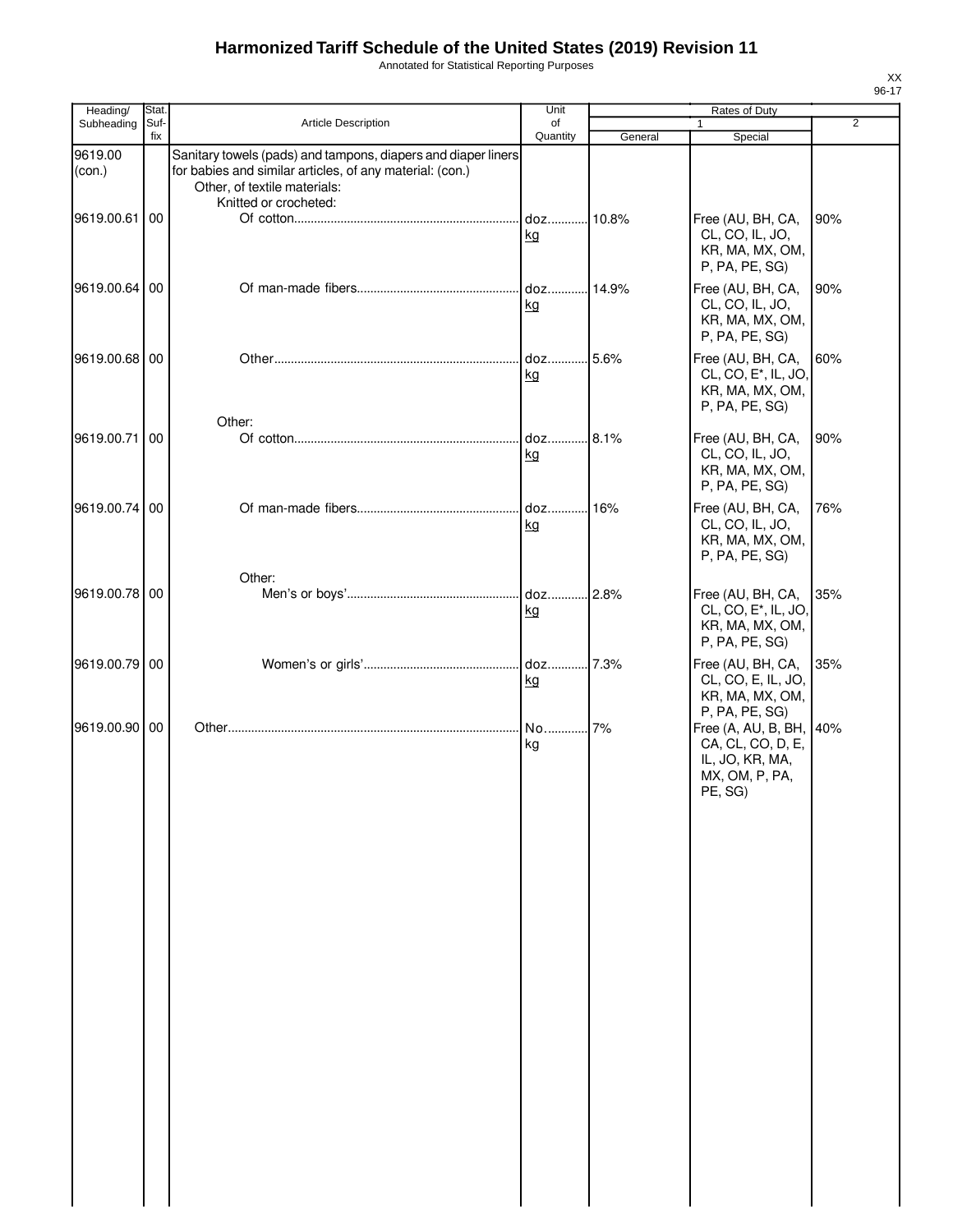# Harmonized Tariff Schedule of the United States (2019) Revision 11

Annotated for Statistical Reporting Purposes

| Heading/ Subheading | Stat. Suf-fix | Article Description | Unit of Quantity | Rates of Duty 1 General | Rates of Duty 1 Special | Rates of Duty 2 |
|---|---|---|---|---|---|---|
| 9619.00 (con.) | | Sanitary towels (pads) and tampons, diapers and diaper liners for babies and similar articles, of any material: (con.) | | | | |
| | | Other, of textile materials: | | | | |
| | | Knitted or crocheted: | | | | |
| 9619.00.61 | 00 | Of cotton | doz. kg | 10.8% | Free (AU, BH, CA, CL, CO, IL, JO, KR, MA, MX, OM, P, PA, PE, SG) | 90% |
| 9619.00.64 | 00 | Of man-made fibers | doz. kg | 14.9% | Free (AU, BH, CA, CL, CO, IL, JO, KR, MA, MX, OM, P, PA, PE, SG) | 90% |
| 9619.00.68 | 00 | Other | doz. kg | 5.6% | Free (AU, BH, CA, CL, CO, E*, IL, JO, KR, MA, MX, OM, P, PA, PE, SG) | 60% |
| | | Other: | | | | |
| 9619.00.71 | 00 | Of cotton | doz. kg | 8.1% | Free (AU, BH, CA, CL, CO, IL, JO, KR, MA, MX, OM, P, PA, PE, SG) | 90% |
| 9619.00.74 | 00 | Of man-made fibers | doz. kg | 16% | Free (AU, BH, CA, CL, CO, IL, JO, KR, MA, MX, OM, P, PA, PE, SG) | 76% |
| | | Other: | | | | |
| 9619.00.78 | 00 | Men's or boys' | doz. kg | 2.8% | Free (AU, BH, CA, CL, CO, E*, IL, JO, KR, MA, MX, OM, P, PA, PE, SG) | 35% |
| 9619.00.79 | 00 | Women's or girls' | doz. kg | 7.3% | Free (AU, BH, CA, CL, CO, E, IL, JO, KR, MA, MX, OM, P, PA, PE, SG) | 35% |
| 9619.00.90 | 00 | Other | No. kg | 7% | Free (A, AU, B, BH, CA, CL, CO, D, E, IL, JO, KR, MA, MX, OM, P, PA, PE, SG) | 40% |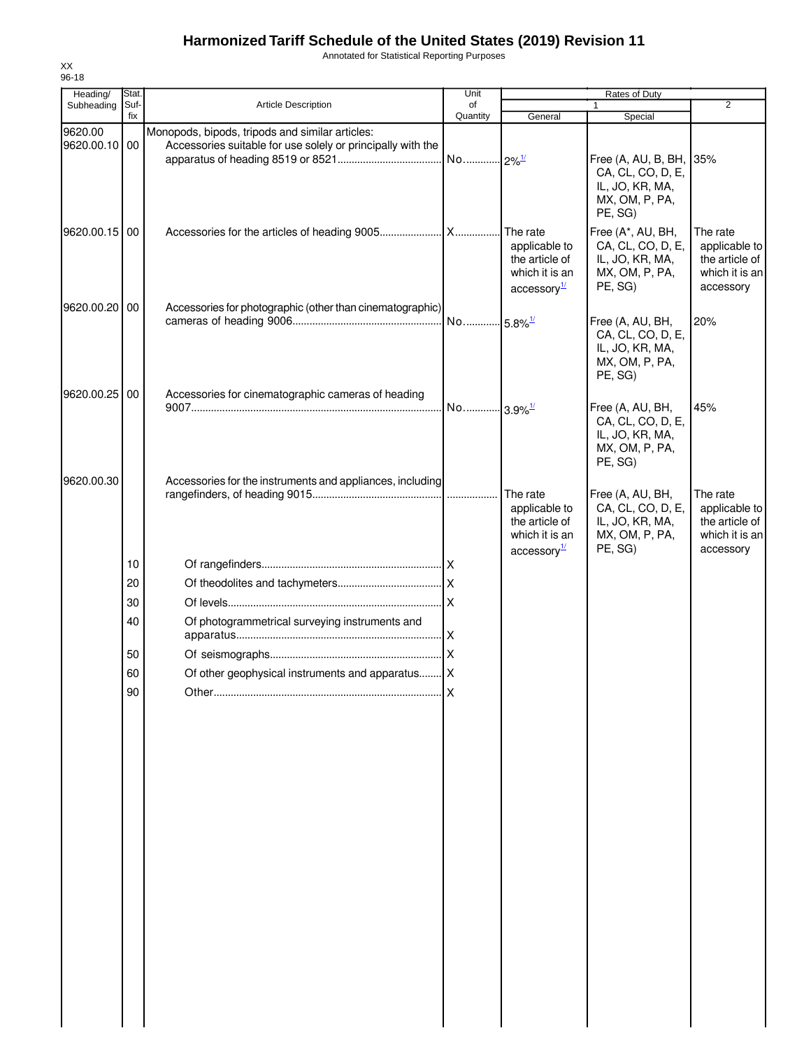# Harmonized Tariff Schedule of the United States (2019) Revision 11

Annotated for Statistical Reporting Purposes

XX
96-18

| Heading/ Subheading | Stat. Suf- fix | Article Description | Unit of Quantity | Rates of Duty 1 General | Rates of Duty 1 Special | Rates of Duty 2 |
|---|---|---|---|---|---|---|
| 9620.00 | | Monopods, bipods, tripods and similar articles: | | | | |
| 9620.00.10 | 00 | Accessories suitable for use solely or principally with the apparatus of heading 8519 or 8521 | No. | 2%[1/] | Free (A, AU, B, BH, CA, CL, CO, D, E, IL, JO, KR, MA, MX, OM, P, PA, PE, SG) | 35% |
| 9620.00.15 | 00 | Accessories for the articles of heading 9005 | X | The rate applicable to the article of which it is an accessory[1/] | Free (A*, AU, BH, CA, CL, CO, D, E, IL, JO, KR, MA, MX, OM, P, PA, PE, SG) | The rate applicable to the article of which it is an accessory |
| 9620.00.20 | 00 | Accessories for photographic (other than cinematographic) cameras of heading 9006 | No. | 5.8%[1/] | Free (A, AU, BH, CA, CL, CO, D, E, IL, JO, KR, MA, MX, OM, P, PA, PE, SG) | 20% |
| 9620.00.25 | 00 | Accessories for cinematographic cameras of heading 9007 | No. | 3.9%[1/] | Free (A, AU, BH, CA, CL, CO, D, E, IL, JO, KR, MA, MX, OM, P, PA, PE, SG) | 45% |
| 9620.00.30 | | Accessories for the instruments and appliances, including rangefinders, of heading 9015 | | The rate applicable to the article of which it is an accessory[1/] | Free (A, AU, BH, CA, CL, CO, D, E, IL, JO, KR, MA, MX, OM, P, PA, PE, SG) | The rate applicable to the article of which it is an accessory |
| | 10 | Of rangefinders | X | | | |
| | 20 | Of theodolites and tachymeters | X | | | |
| | 30 | Of levels | X | | | |
| | 40 | Of photogrammetrical surveying instruments and apparatus | X | | | |
| | 50 | Of seismographs | X | | | |
| | 60 | Of other geophysical instruments and apparatus | X | | | |
| | 90 | Other | X | | | |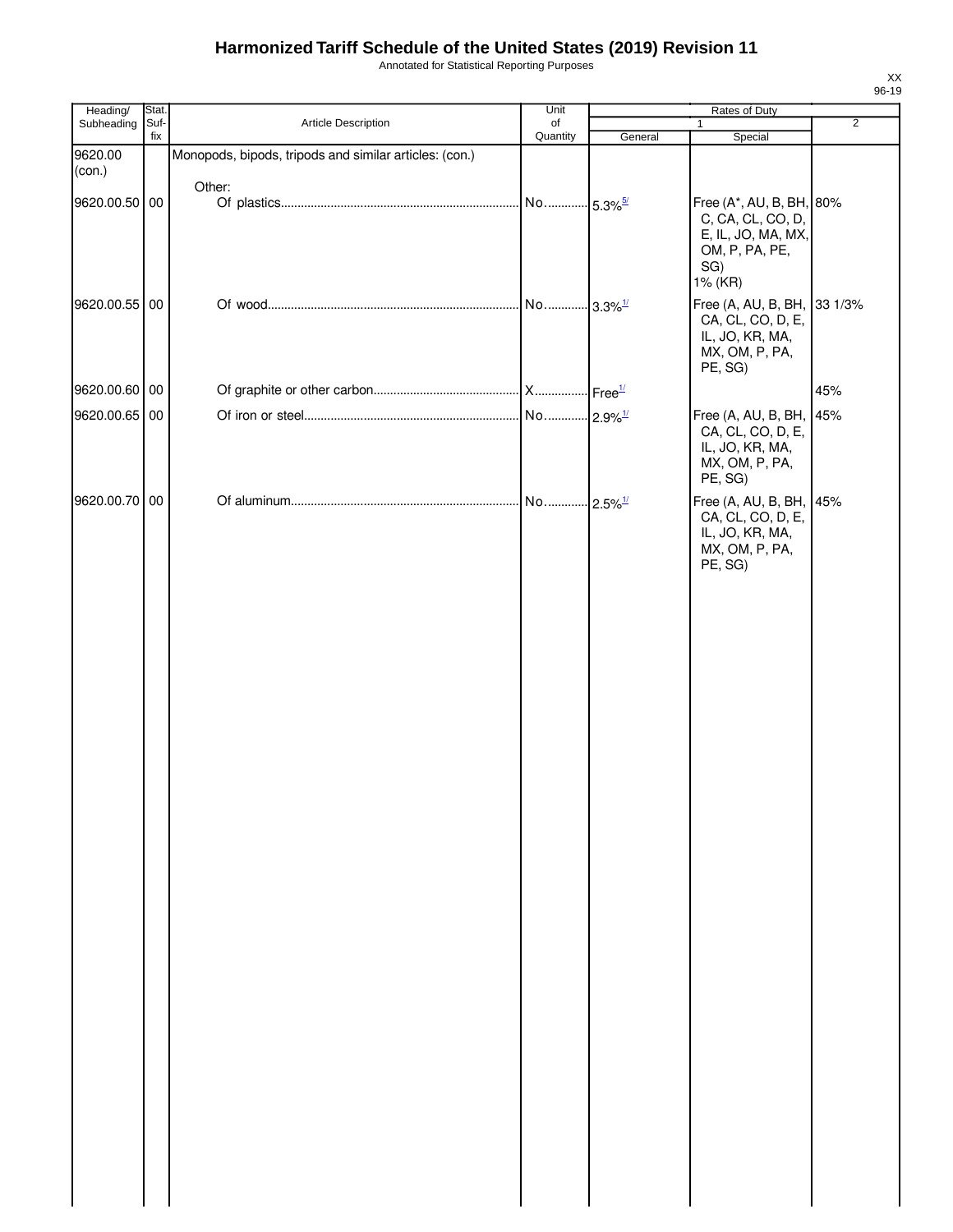# Harmonized Tariff Schedule of the United States (2019) Revision 11

Annotated for Statistical Reporting Purposes

XX
96-19

| Heading/ Subheading | Stat. Suf- fix | Article Description | Unit of Quantity | Rates of Duty 1 General | Rates of Duty 1 Special | Rates of Duty 2 |
|---|---|---|---|---|---|---|
| 9620.00 (con.) | | Monopods, bipods, tripods and similar articles: (con.) | | | | |
| | | Other: | | | | |
| 9620.00.50 | 00 | Of plastics | No. | 5.3%[5/] | Free (A*, AU, B, BH, C, CA, CL, CO, D, E, IL, JO, MA, MX, OM, P, PA, PE, SG) 1% (KR) | 80% |
| 9620.00.55 | 00 | Of wood | No. | 3.3%[1/] | Free (A, AU, B, BH, CA, CL, CO, D, E, IL, JO, KR, MA, MX, OM, P, PA, PE, SG) | 33 1/3% |
| 9620.00.60 | 00 | Of graphite or other carbon | X | Free[1/] | | 45% |
| 9620.00.65 | 00 | Of iron or steel | No. | 2.9%[1/] | Free (A, AU, B, BH, CA, CL, CO, D, E, IL, JO, KR, MA, MX, OM, P, PA, PE, SG) | 45% |
| 9620.00.70 | 00 | Of aluminum | No. | 2.5%[1/] | Free (A, AU, B, BH, CA, CL, CO, D, E, IL, JO, KR, MA, MX, OM, P, PA, PE, SG) | 45% |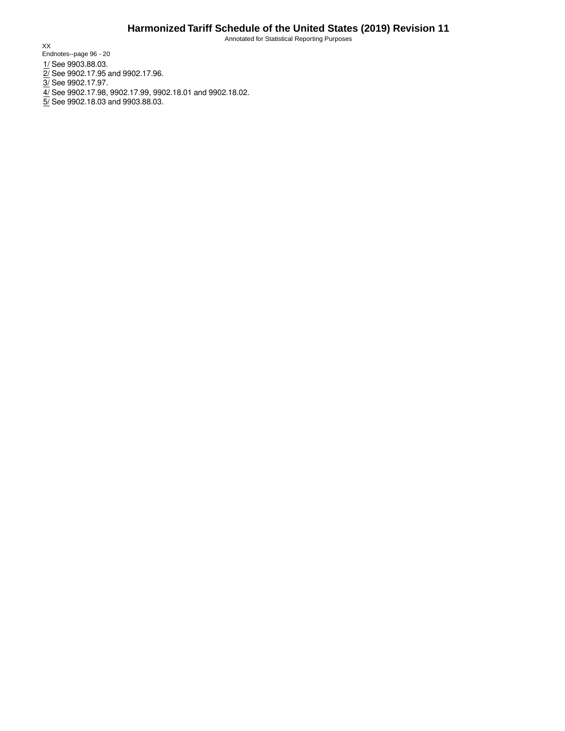1/ See 9903.88.03.

2/ See 9902.17.95 and 9902.17.96.

3/ See 9902.17.97.

4/ See 9902.17.98, 9902.17.99, 9902.18.01 and 9902.18.02.

5/ See 9902.18.03 and 9903.88.03.